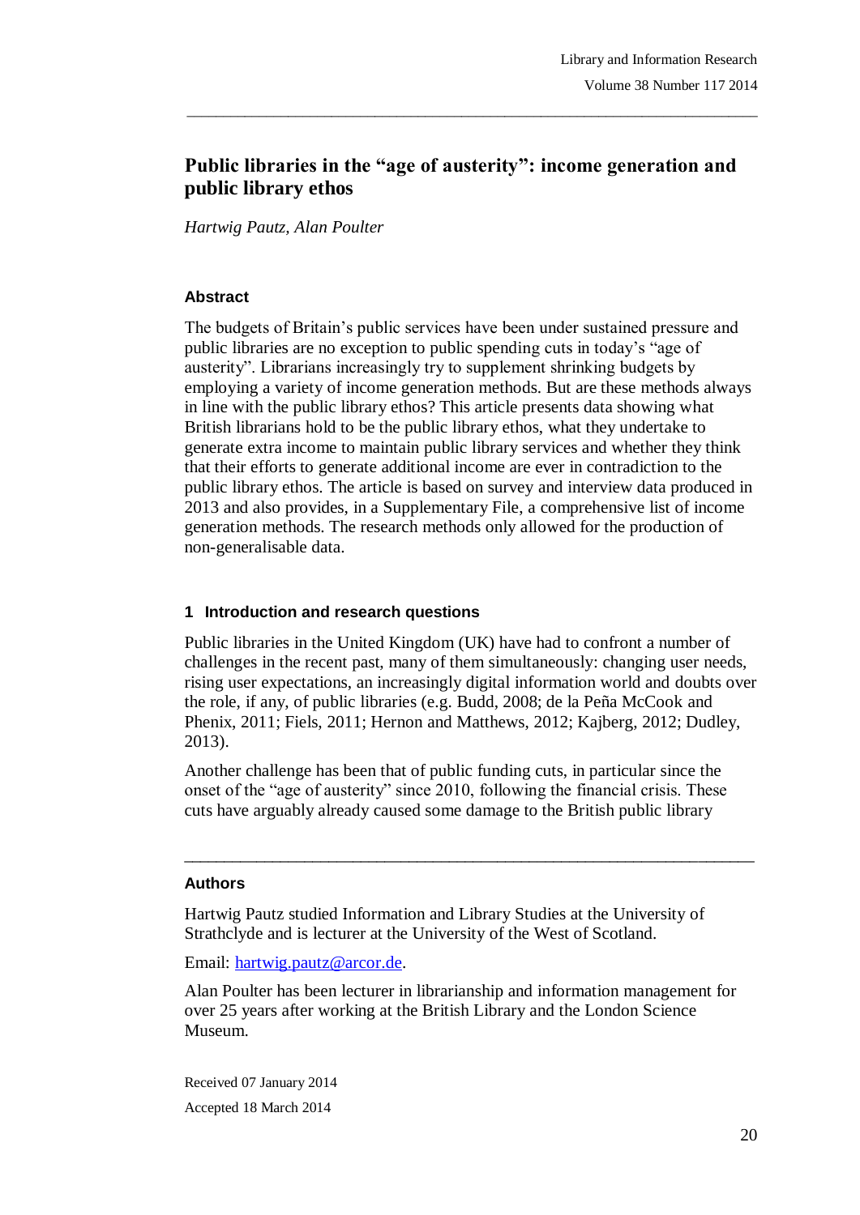# Public libraries in the "age of austerity": income generation and public library ethos

*Hartwig Pautz, Alan Poulter*

### Abstract

The budgets of Britain's public services have been under sustained pressure and public libraries are no exception to public spending cuts in today's "age of austerity". Librarians increasingly try to supplement shrinking budgets by employing a variety of income generation methods. But are these methods always in line with the public library ethos? This article presents data showing what British librarians hold to be the public library ethos, what they undertake to generate extra income to maintain public library services and whether they think that their efforts to generate additional income are ever in contradiction to the public library ethos. The article is based on survey and interview data produced in 2013 and also provides, in a Supplementary File, a comprehensive list of income generation methods. The research methods only allowed for the production of non-generalisable data.

## 1 Introduction and research questions

Public libraries in the United Kingdom (UK) have had to confront a number of challenges in the recent past, many of them simultaneously: changing user needs, rising user expectations, an increasingly digital information world and doubts over the role, if any, of public libraries (e.g. Budd, 2008; de la Peña McCook and Phenix, 2011; Fiels, 2011; Hernon and Matthews, 2012; Kajberg, 2012; Dudley, 2013).

Another challenge has been that of public funding cuts, in particular since the onset of the "age of austerity" since 2010, following the financial crisis. These cuts have arguably already caused some damage to the British public library

---

### Authors

Hartwig Pautz studied Information and Library Studies at the University of Strathclyde and is lecturer at the University of the West of Scotland.

Email: hartwig.pautz@arcor.de.

Alan Poulter has been lecturer in librarianship and information management for over 25 years after working at the British Library and the London Science Museum.

Received 07 January 2014

Accepted 18 March 2014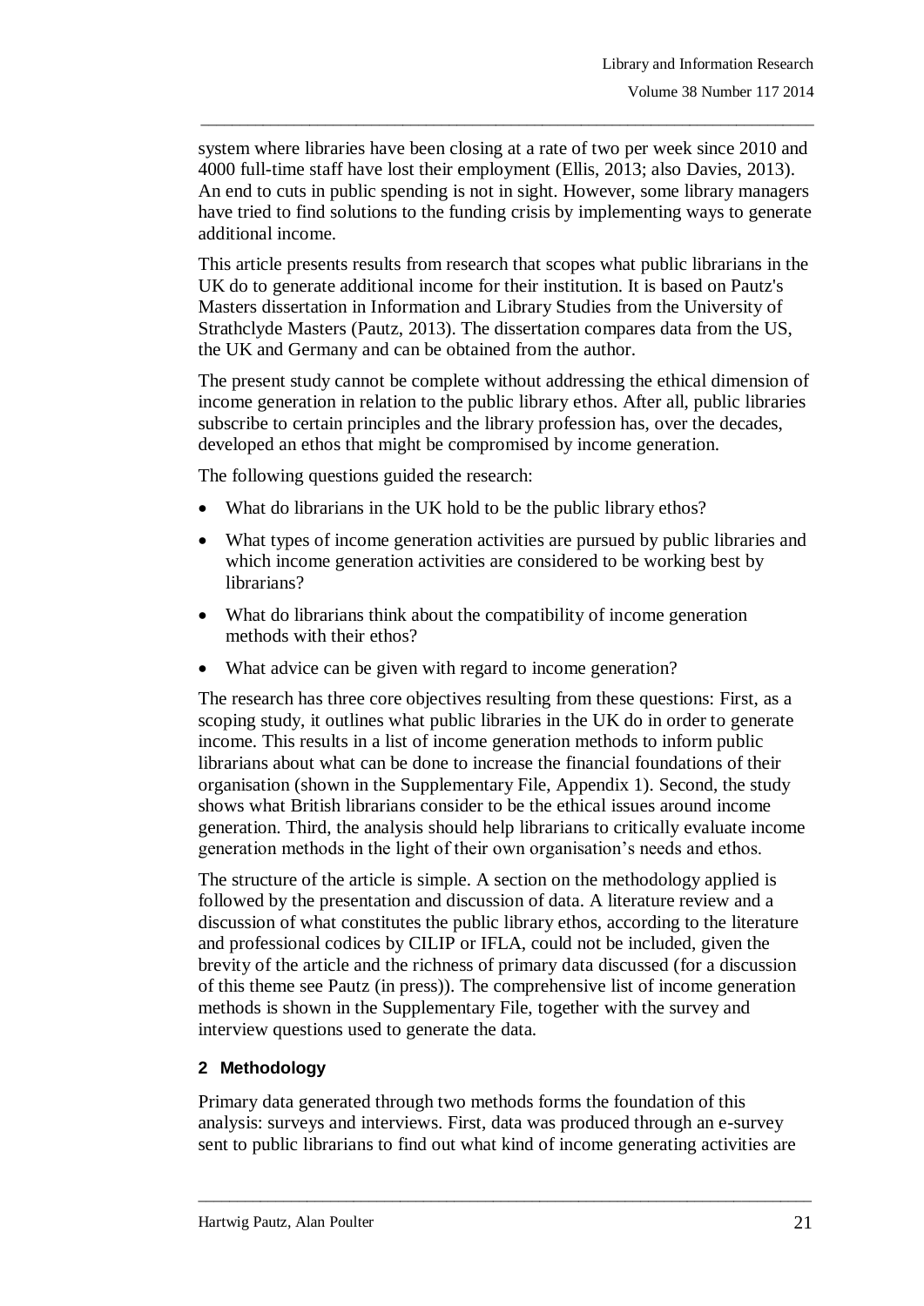system where libraries have been closing at a rate of two per week since 2010 and 4000 full-time staff have lost their employment (Ellis, 2013; also Davies, 2013). An end to cuts in public spending is not in sight. However, some library managers have tried to find solutions to the funding crisis by implementing ways to generate additional income.

This article presents results from research that scopes what public librarians in the UK do to generate additional income for their institution. It is based on Pautz's Masters dissertation in Information and Library Studies from the University of Strathclyde Masters (Pautz, 2013). The dissertation compares data from the US, the UK and Germany and can be obtained from the author.

The present study cannot be complete without addressing the ethical dimension of income generation in relation to the public library ethos. After all, public libraries subscribe to certain principles and the library profession has, over the decades, developed an ethos that might be compromised by income generation.

The following questions guided the research:

- What do librarians in the UK hold to be the public library ethos?
- What types of income generation activities are pursued by public libraries and which income generation activities are considered to be working best by librarians?
- What do librarians think about the compatibility of income generation methods with their ethos?
- What advice can be given with regard to income generation?

The research has three core objectives resulting from these questions: First, as a scoping study, it outlines what public libraries in the UK do in order to generate income. This results in a list of income generation methods to inform public librarians about what can be done to increase the financial foundations of their organisation (shown in the Supplementary File, Appendix 1). Second, the study shows what British librarians consider to be the ethical issues around income generation. Third, the analysis should help librarians to critically evaluate income generation methods in the light of their own organisation's needs and ethos.

The structure of the article is simple. A section on the methodology applied is followed by the presentation and discussion of data. A literature review and a discussion of what constitutes the public library ethos, according to the literature and professional codices by CILIP or IFLA, could not be included, given the brevity of the article and the richness of primary data discussed (for a discussion of this theme see Pautz (in press)). The comprehensive list of income generation methods is shown in the Supplementary File, together with the survey and interview questions used to generate the data.

## 2 Methodology

Primary data generated through two methods forms the foundation of this analysis: surveys and interviews. First, data was produced through an e-survey sent to public librarians to find out what kind of income generating activities are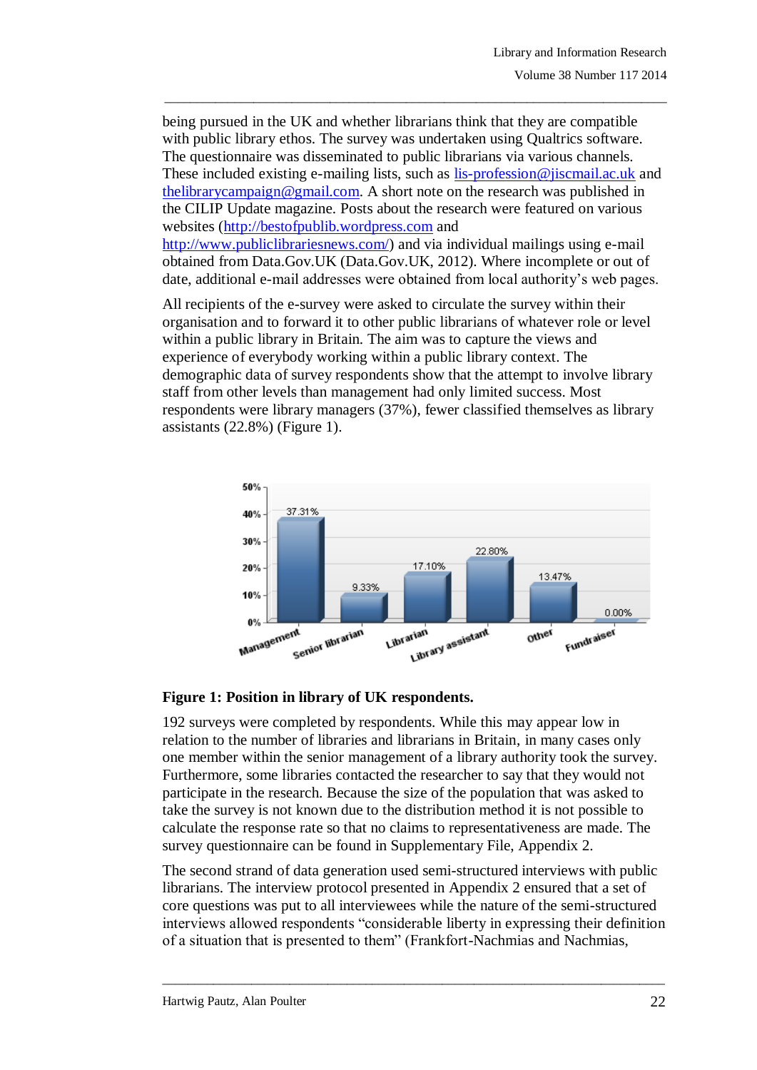being pursued in the UK and whether librarians think that they are compatible with public library ethos. The survey was undertaken using Qualtrics software. The questionnaire was disseminated to public librarians via various channels. These included existing e-mailing lists, such as lis-profession@jiscmail.ac.uk and thelibrarycampaign@gmail.com. A short note on the research was published in the CILIP Update magazine. Posts about the research were featured on various websites (http://bestofpublib.wordpress.com and http://www.publiclibrariesnews.com/) and via individual mailings using e-mail obtained from Data.Gov.UK (Data.Gov.UK, 2012). Where incomplete or out of date, additional e-mail addresses were obtained from local authority's web pages.

All recipients of the e-survey were asked to circulate the survey within their organisation and to forward it to other public librarians of whatever role or level within a public library in Britain. The aim was to capture the views and experience of everybody working within a public library context. The demographic data of survey respondents show that the attempt to involve library staff from other levels than management had only limited success. Most respondents were library managers (37%), fewer classified themselves as library assistants (22.8%) (Figure 1).

| Position | Percentage |
|---|---|
| Management | 37.31% |
| Senior librarian | 9.33% |
| Librarian | 17.10% |
| Library assistant | 22.80% |
| Other | 13.47% |
| Fundraiser | 0.00% |

**Figure 1: Position in library of UK respondents.**

192 surveys were completed by respondents. While this may appear low in relation to the number of libraries and librarians in Britain, in many cases only one member within the senior management of a library authority took the survey. Furthermore, some libraries contacted the researcher to say that they would not participate in the research. Because the size of the population that was asked to take the survey is not known due to the distribution method it is not possible to calculate the response rate so that no claims to representativeness are made. The survey questionnaire can be found in Supplementary File, Appendix 2.

The second strand of data generation used semi-structured interviews with public librarians. The interview protocol presented in Appendix 2 ensured that a set of core questions was put to all interviewees while the nature of the semi-structured interviews allowed respondents "considerable liberty in expressing their definition of a situation that is presented to them" (Frankfort-Nachmias and Nachmias,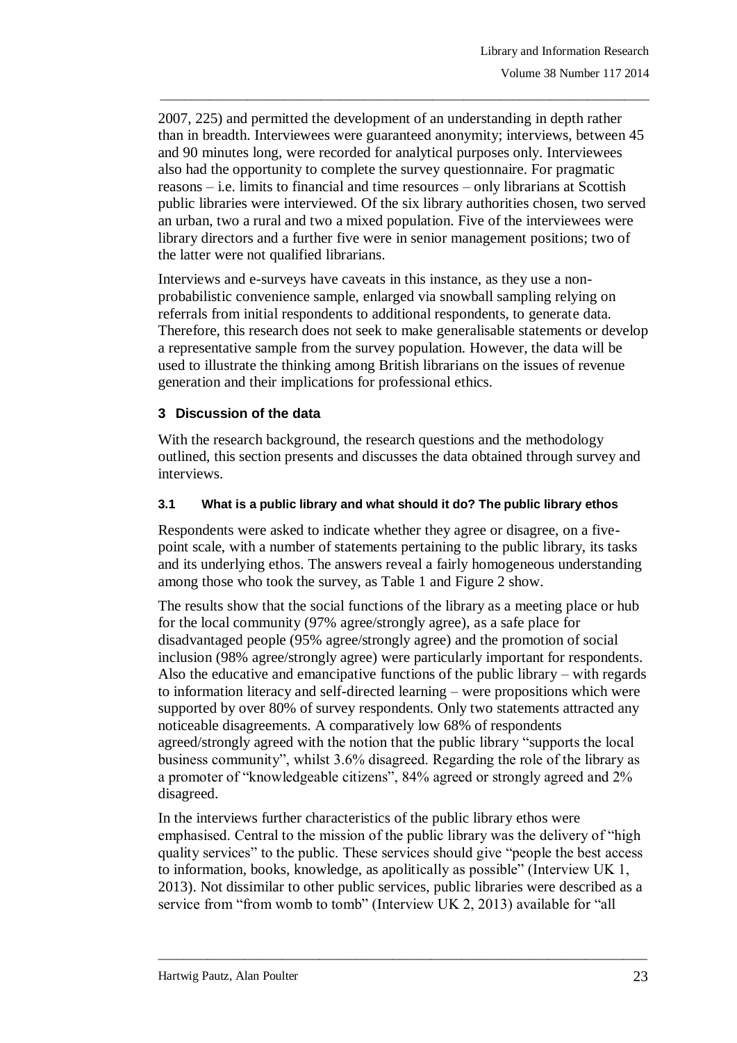2007, 225) and permitted the development of an understanding in depth rather than in breadth. Interviewees were guaranteed anonymity; interviews, between 45 and 90 minutes long, were recorded for analytical purposes only. Interviewees also had the opportunity to complete the survey questionnaire. For pragmatic reasons – i.e. limits to financial and time resources – only librarians at Scottish public libraries were interviewed. Of the six library authorities chosen, two served an urban, two a rural and two a mixed population. Five of the interviewees were library directors and a further five were in senior management positions; two of the latter were not qualified librarians.

Interviews and e-surveys have caveats in this instance, as they use a non-probabilistic convenience sample, enlarged via snowball sampling relying on referrals from initial respondents to additional respondents, to generate data. Therefore, this research does not seek to make generalisable statements or develop a representative sample from the survey population. However, the data will be used to illustrate the thinking among British librarians on the issues of revenue generation and their implications for professional ethics.

## 3 Discussion of the data

With the research background, the research questions and the methodology outlined, this section presents and discusses the data obtained through survey and interviews.

### 3.1 What is a public library and what should it do? The public library ethos

Respondents were asked to indicate whether they agree or disagree, on a five-point scale, with a number of statements pertaining to the public library, its tasks and its underlying ethos. The answers reveal a fairly homogeneous understanding among those who took the survey, as Table 1 and Figure 2 show.

The results show that the social functions of the library as a meeting place or hub for the local community (97% agree/strongly agree), as a safe place for disadvantaged people (95% agree/strongly agree) and the promotion of social inclusion (98% agree/strongly agree) were particularly important for respondents. Also the educative and emancipative functions of the public library – with regards to information literacy and self-directed learning – were propositions which were supported by over 80% of survey respondents. Only two statements attracted any noticeable disagreements. A comparatively low 68% of respondents agreed/strongly agreed with the notion that the public library "supports the local business community", whilst 3.6% disagreed. Regarding the role of the library as a promoter of "knowledgeable citizens", 84% agreed or strongly agreed and 2% disagreed.

In the interviews further characteristics of the public library ethos were emphasised. Central to the mission of the public library was the delivery of "high quality services" to the public. These services should give "people the best access to information, books, knowledge, as apolitically as possible" (Interview UK 1, 2013). Not dissimilar to other public services, public libraries were described as a service from "from womb to tomb" (Interview UK 2, 2013) available for "all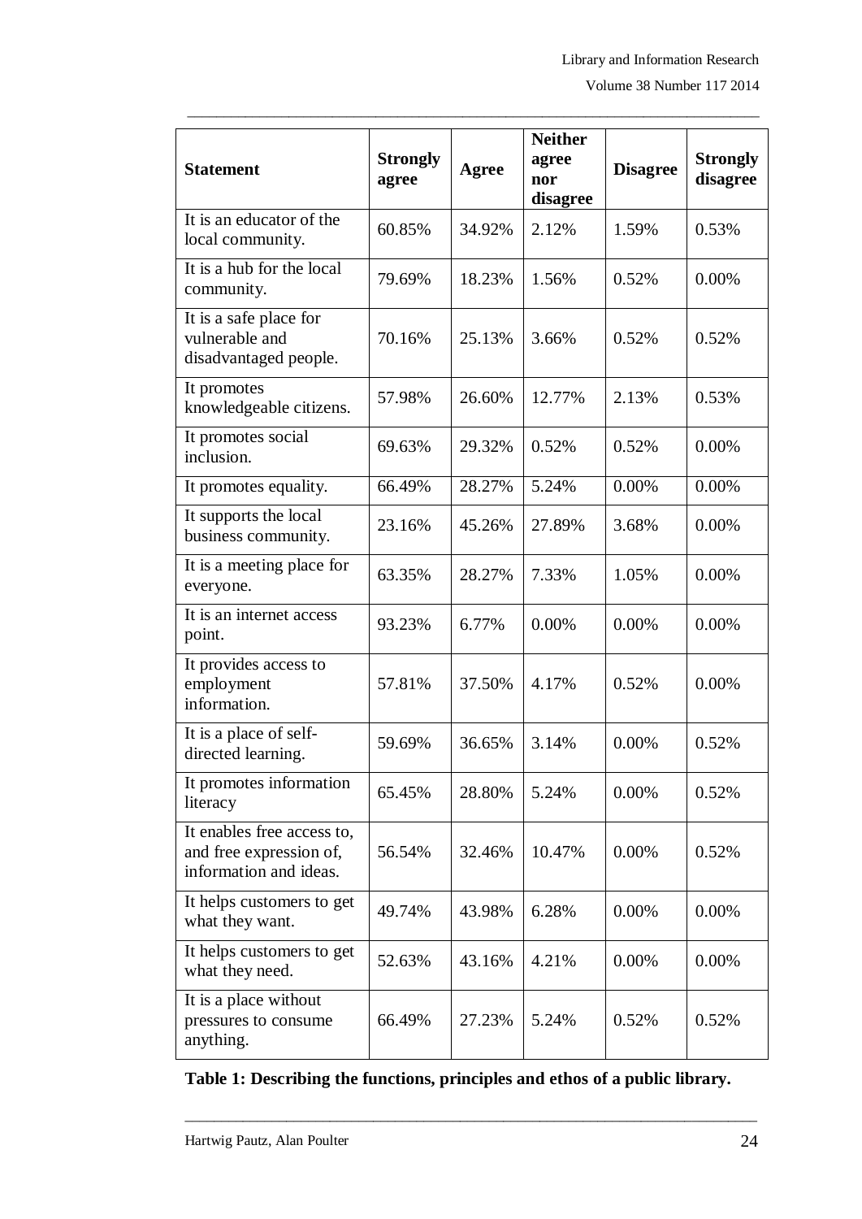| Statement | Strongly agree | Agree | Neither agree nor disagree | Disagree | Strongly disagree |
|---|---|---|---|---|---|
| It is an educator of the local community. | 60.85% | 34.92% | 2.12% | 1.59% | 0.53% |
| It is a hub for the local community. | 79.69% | 18.23% | 1.56% | 0.52% | 0.00% |
| It is a safe place for vulnerable and disadvantaged people. | 70.16% | 25.13% | 3.66% | 0.52% | 0.52% |
| It promotes knowledgeable citizens. | 57.98% | 26.60% | 12.77% | 2.13% | 0.53% |
| It promotes social inclusion. | 69.63% | 29.32% | 0.52% | 0.52% | 0.00% |
| It promotes equality. | 66.49% | 28.27% | 5.24% | 0.00% | 0.00% |
| It supports the local business community. | 23.16% | 45.26% | 27.89% | 3.68% | 0.00% |
| It is a meeting place for everyone. | 63.35% | 28.27% | 7.33% | 1.05% | 0.00% |
| It is an internet access point. | 93.23% | 6.77% | 0.00% | 0.00% | 0.00% |
| It provides access to employment information. | 57.81% | 37.50% | 4.17% | 0.52% | 0.00% |
| It is a place of self-directed learning. | 59.69% | 36.65% | 3.14% | 0.00% | 0.52% |
| It promotes information literacy | 65.45% | 28.80% | 5.24% | 0.00% | 0.52% |
| It enables free access to, and free expression of, information and ideas. | 56.54% | 32.46% | 10.47% | 0.00% | 0.52% |
| It helps customers to get what they want. | 49.74% | 43.98% | 6.28% | 0.00% | 0.00% |
| It helps customers to get what they need. | 52.63% | 43.16% | 4.21% | 0.00% | 0.00% |
| It is a place without pressures to consume anything. | 66.49% | 27.23% | 5.24% | 0.52% | 0.52% |

**Table 1: Describing the functions, principles and ethos of a public library.**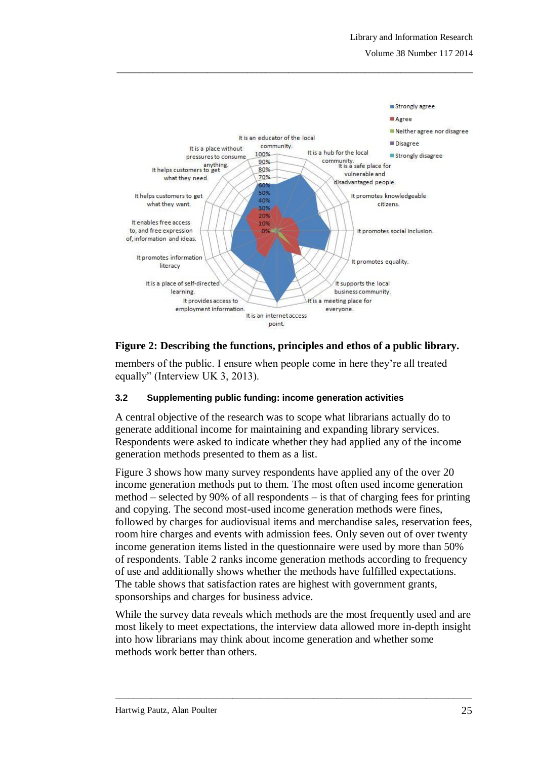**Figure 2: Describing the functions, principles and ethos of a public library.**

members of the public. I ensure when people come in here they're all treated equally" (Interview UK 3, 2013).

### 3.2 Supplementing public funding: income generation activities

A central objective of the research was to scope what librarians actually do to generate additional income for maintaining and expanding library services. Respondents were asked to indicate whether they had applied any of the income generation methods presented to them as a list.

Figure 3 shows how many survey respondents have applied any of the over 20 income generation methods put to them. The most often used income generation method – selected by 90% of all respondents – is that of charging fees for printing and copying. The second most-used income generation methods were fines, followed by charges for audiovisual items and merchandise sales, reservation fees, room hire charges and events with admission fees. Only seven out of over twenty income generation items listed in the questionnaire were used by more than 50% of respondents. Table 2 ranks income generation methods according to frequency of use and additionally shows whether the methods have fulfilled expectations. The table shows that satisfaction rates are highest with government grants, sponsorships and charges for business advice.

While the survey data reveals which methods are the most frequently used and are most likely to meet expectations, the interview data allowed more in-depth insight into how librarians may think about income generation and whether some methods work better than others.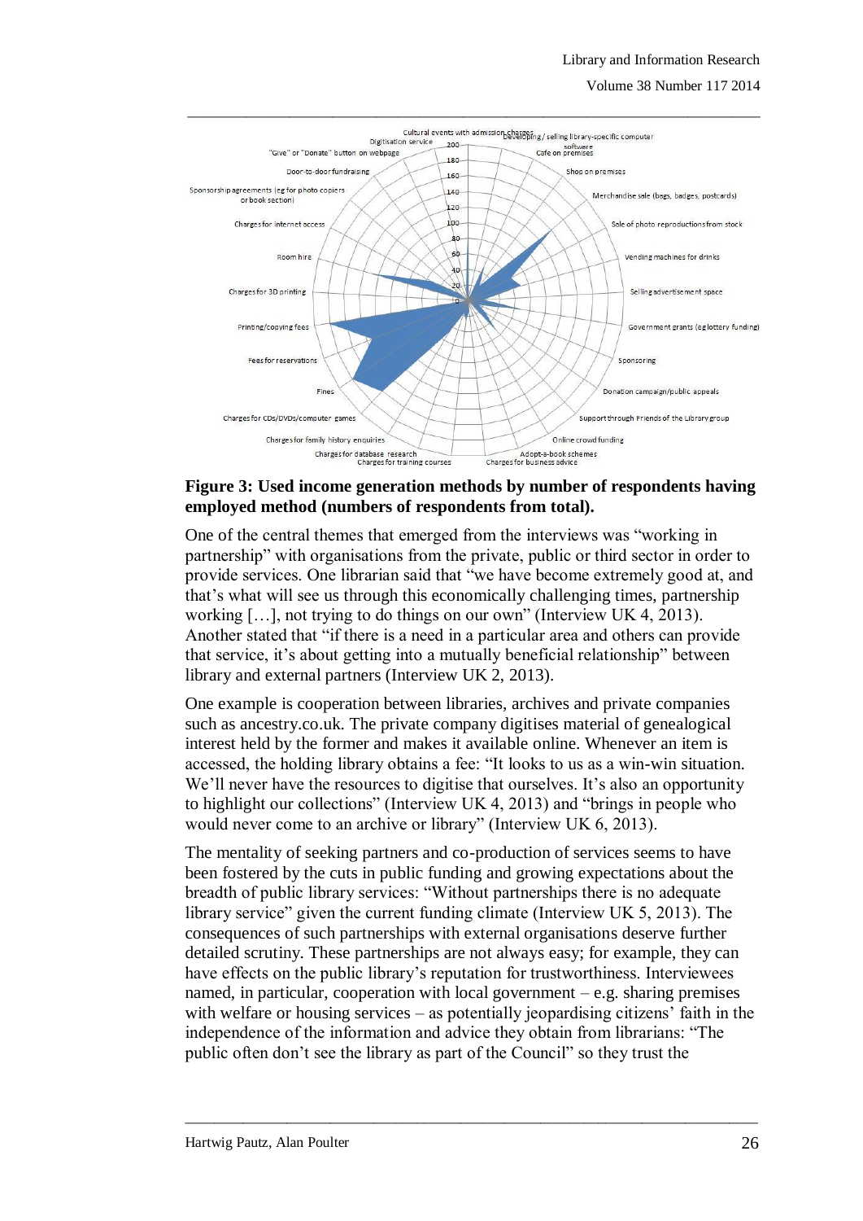**Figure 3: Used income generation methods by number of respondents having employed method (numbers of respondents from total).**

One of the central themes that emerged from the interviews was "working in partnership" with organisations from the private, public or third sector in order to provide services. One librarian said that "we have become extremely good at, and that's what will see us through this economically challenging times, partnership working […], not trying to do things on our own" (Interview UK 4, 2013). Another stated that "if there is a need in a particular area and others can provide that service, it's about getting into a mutually beneficial relationship" between library and external partners (Interview UK 2, 2013).

One example is cooperation between libraries, archives and private companies such as ancestry.co.uk. The private company digitises material of genealogical interest held by the former and makes it available online. Whenever an item is accessed, the holding library obtains a fee: "It looks to us as a win-win situation. We'll never have the resources to digitise that ourselves. It's also an opportunity to highlight our collections" (Interview UK 4, 2013) and "brings in people who would never come to an archive or library" (Interview UK 6, 2013).

The mentality of seeking partners and co-production of services seems to have been fostered by the cuts in public funding and growing expectations about the breadth of public library services: "Without partnerships there is no adequate library service" given the current funding climate (Interview UK 5, 2013). The consequences of such partnerships with external organisations deserve further detailed scrutiny. These partnerships are not always easy; for example, they can have effects on the public library's reputation for trustworthiness. Interviewees named, in particular, cooperation with local government – e.g. sharing premises with welfare or housing services – as potentially jeopardising citizens' faith in the independence of the information and advice they obtain from librarians: "The public often don't see the library as part of the Council" so they trust the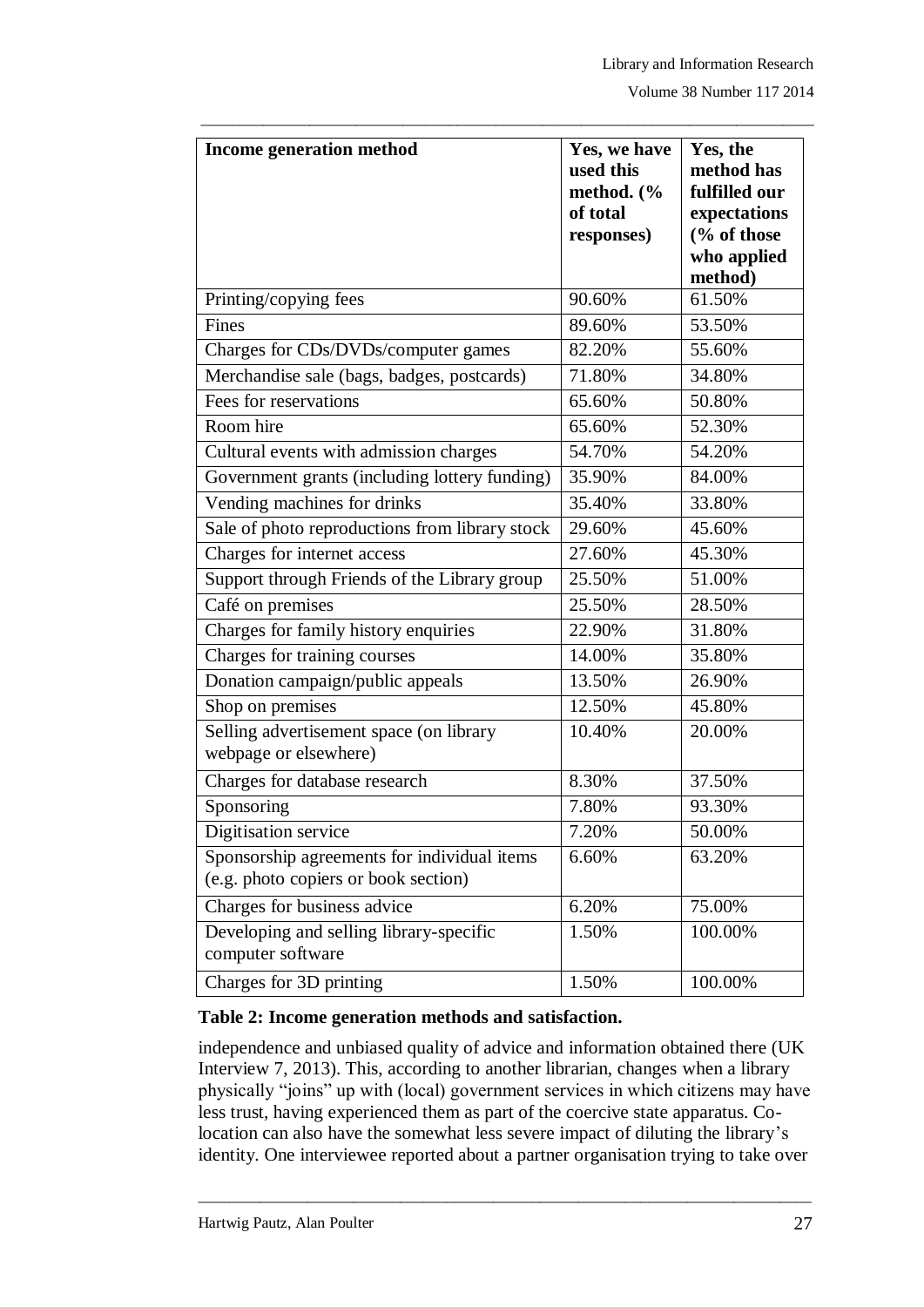| Income generation method | Yes, we have used this method. (% of total responses) | Yes, the method has fulfilled our expectations (% of those who applied method) |
|---|---|---|
| Printing/copying fees | 90.60% | 61.50% |
| Fines | 89.60% | 53.50% |
| Charges for CDs/DVDs/computer games | 82.20% | 55.60% |
| Merchandise sale (bags, badges, postcards) | 71.80% | 34.80% |
| Fees for reservations | 65.60% | 50.80% |
| Room hire | 65.60% | 52.30% |
| Cultural events with admission charges | 54.70% | 54.20% |
| Government grants (including lottery funding) | 35.90% | 84.00% |
| Vending machines for drinks | 35.40% | 33.80% |
| Sale of photo reproductions from library stock | 29.60% | 45.60% |
| Charges for internet access | 27.60% | 45.30% |
| Support through Friends of the Library group | 25.50% | 51.00% |
| Café on premises | 25.50% | 28.50% |
| Charges for family history enquiries | 22.90% | 31.80% |
| Charges for training courses | 14.00% | 35.80% |
| Donation campaign/public appeals | 13.50% | 26.90% |
| Shop on premises | 12.50% | 45.80% |
| Selling advertisement space (on library webpage or elsewhere) | 10.40% | 20.00% |
| Charges for database research | 8.30% | 37.50% |
| Sponsoring | 7.80% | 93.30% |
| Digitisation service | 7.20% | 50.00% |
| Sponsorship agreements for individual items (e.g. photo copiers or book section) | 6.60% | 63.20% |
| Charges for business advice | 6.20% | 75.00% |
| Developing and selling library-specific computer software | 1.50% | 100.00% |
| Charges for 3D printing | 1.50% | 100.00% |

**Table 2: Income generation methods and satisfaction.**

independence and unbiased quality of advice and information obtained there (UK Interview 7, 2013). This, according to another librarian, changes when a library physically "joins" up with (local) government services in which citizens may have less trust, having experienced them as part of the coercive state apparatus. Co-location can also have the somewhat less severe impact of diluting the library's identity. One interviewee reported about a partner organisation trying to take over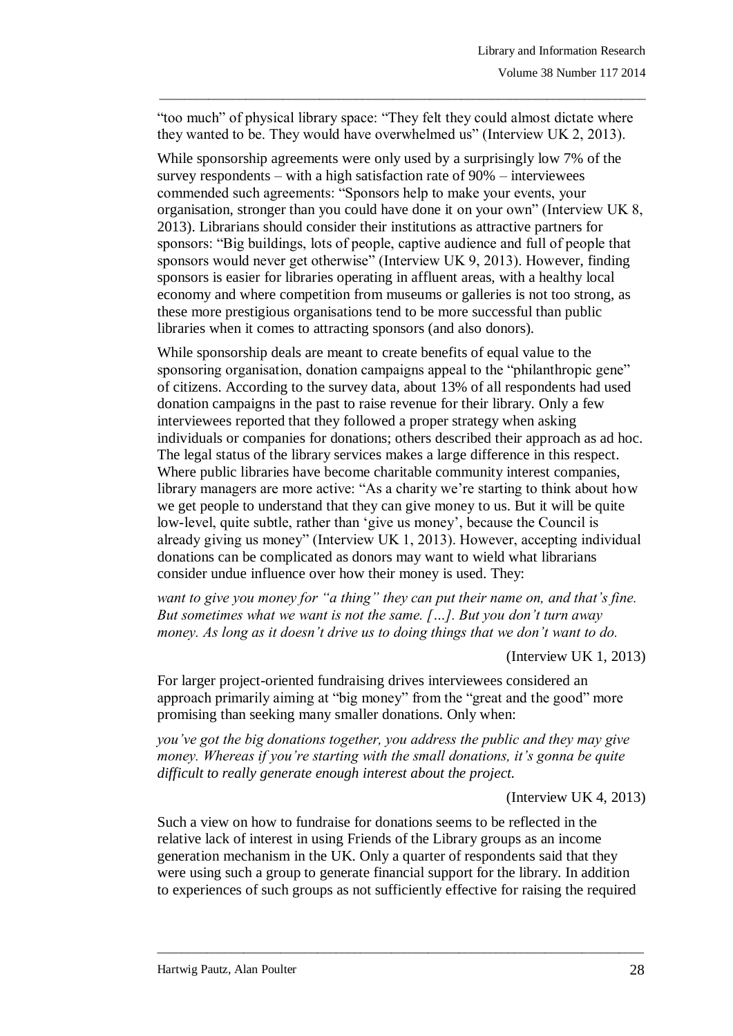"too much" of physical library space: "They felt they could almost dictate where they wanted to be. They would have overwhelmed us" (Interview UK 2, 2013).

While sponsorship agreements were only used by a surprisingly low 7% of the survey respondents – with a high satisfaction rate of 90% – interviewees commended such agreements: "Sponsors help to make your events, your organisation, stronger than you could have done it on your own" (Interview UK 8, 2013). Librarians should consider their institutions as attractive partners for sponsors: "Big buildings, lots of people, captive audience and full of people that sponsors would never get otherwise" (Interview UK 9, 2013). However, finding sponsors is easier for libraries operating in affluent areas, with a healthy local economy and where competition from museums or galleries is not too strong, as these more prestigious organisations tend to be more successful than public libraries when it comes to attracting sponsors (and also donors).

While sponsorship deals are meant to create benefits of equal value to the sponsoring organisation, donation campaigns appeal to the "philanthropic gene" of citizens. According to the survey data, about 13% of all respondents had used donation campaigns in the past to raise revenue for their library. Only a few interviewees reported that they followed a proper strategy when asking individuals or companies for donations; others described their approach as ad hoc. The legal status of the library services makes a large difference in this respect. Where public libraries have become charitable community interest companies, library managers are more active: "As a charity we're starting to think about how we get people to understand that they can give money to us. But it will be quite low-level, quite subtle, rather than 'give us money', because the Council is already giving us money" (Interview UK 1, 2013). However, accepting individual donations can be complicated as donors may want to wield what librarians consider undue influence over how their money is used. They:

*want to give you money for "a thing" they can put their name on, and that's fine. But sometimes what we want is not the same. […]. But you don't turn away money. As long as it doesn't drive us to doing things that we don't want to do.*

(Interview UK 1, 2013)

For larger project-oriented fundraising drives interviewees considered an approach primarily aiming at "big money" from the "great and the good" more promising than seeking many smaller donations. Only when:

*you've got the big donations together, you address the public and they may give money. Whereas if you're starting with the small donations, it's gonna be quite difficult to really generate enough interest about the project.*

(Interview UK 4, 2013)

Such a view on how to fundraise for donations seems to be reflected in the relative lack of interest in using Friends of the Library groups as an income generation mechanism in the UK. Only a quarter of respondents said that they were using such a group to generate financial support for the library. In addition to experiences of such groups as not sufficiently effective for raising the required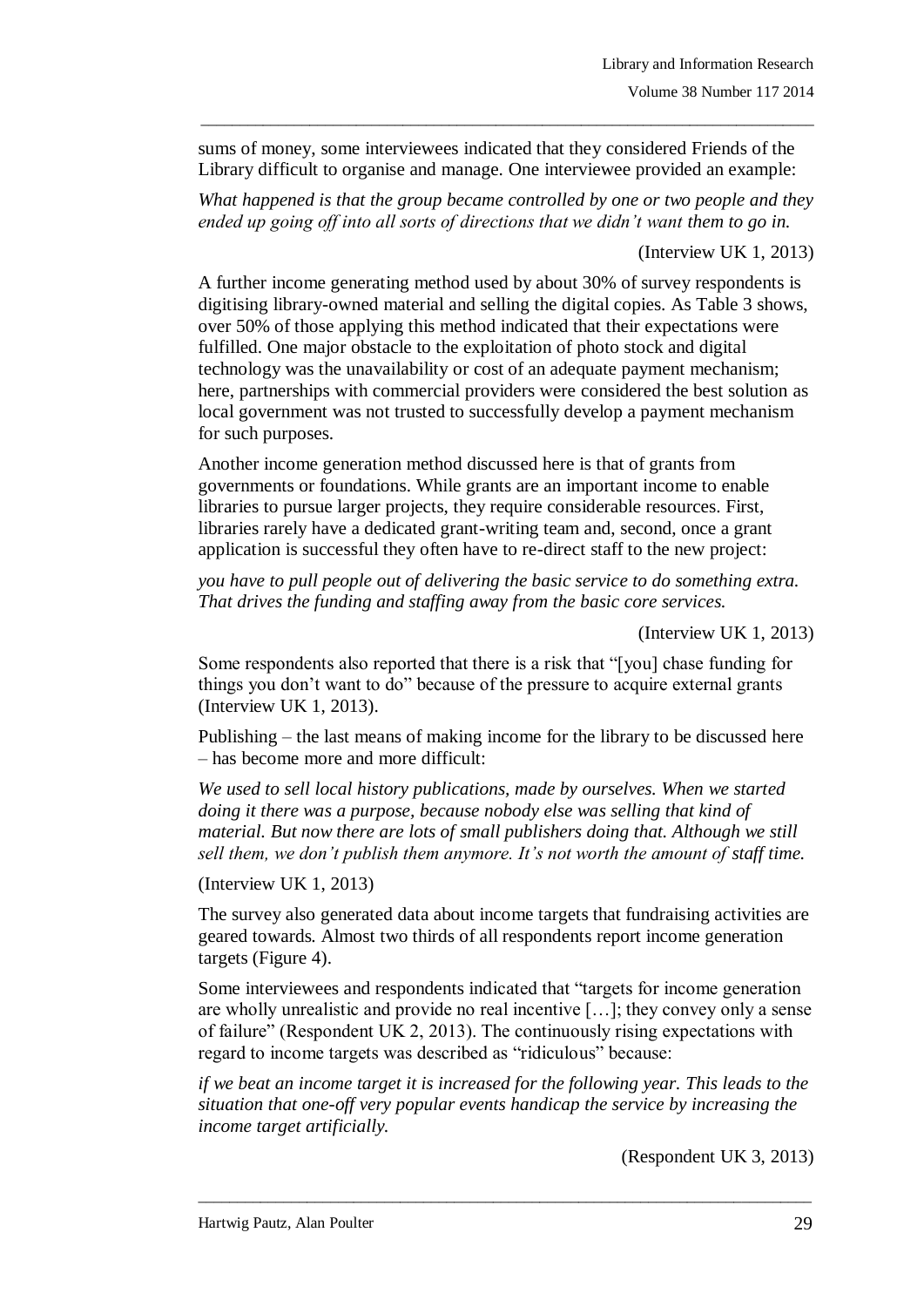sums of money, some interviewees indicated that they considered Friends of the Library difficult to organise and manage. One interviewee provided an example:

*What happened is that the group became controlled by one or two people and they ended up going off into all sorts of directions that we didn't want them to go in.*

(Interview UK 1, 2013)

A further income generating method used by about 30% of survey respondents is digitising library-owned material and selling the digital copies. As Table 3 shows, over 50% of those applying this method indicated that their expectations were fulfilled. One major obstacle to the exploitation of photo stock and digital technology was the unavailability or cost of an adequate payment mechanism; here, partnerships with commercial providers were considered the best solution as local government was not trusted to successfully develop a payment mechanism for such purposes.

Another income generation method discussed here is that of grants from governments or foundations. While grants are an important income to enable libraries to pursue larger projects, they require considerable resources. First, libraries rarely have a dedicated grant-writing team and, second, once a grant application is successful they often have to re-direct staff to the new project:

*you have to pull people out of delivering the basic service to do something extra. That drives the funding and staffing away from the basic core services.*

(Interview UK 1, 2013)

Some respondents also reported that there is a risk that "[you] chase funding for things you don't want to do" because of the pressure to acquire external grants (Interview UK 1, 2013).

Publishing – the last means of making income for the library to be discussed here – has become more and more difficult:

*We used to sell local history publications, made by ourselves. When we started doing it there was a purpose, because nobody else was selling that kind of material. But now there are lots of small publishers doing that. Although we still sell them, we don't publish them anymore. It's not worth the amount of staff time.*

(Interview UK 1, 2013)

The survey also generated data about income targets that fundraising activities are geared towards. Almost two thirds of all respondents report income generation targets (Figure 4).

Some interviewees and respondents indicated that "targets for income generation are wholly unrealistic and provide no real incentive […]; they convey only a sense of failure" (Respondent UK 2, 2013). The continuously rising expectations with regard to income targets was described as "ridiculous" because:

*if we beat an income target it is increased for the following year. This leads to the situation that one-off very popular events handicap the service by increasing the income target artificially.*

(Respondent UK 3, 2013)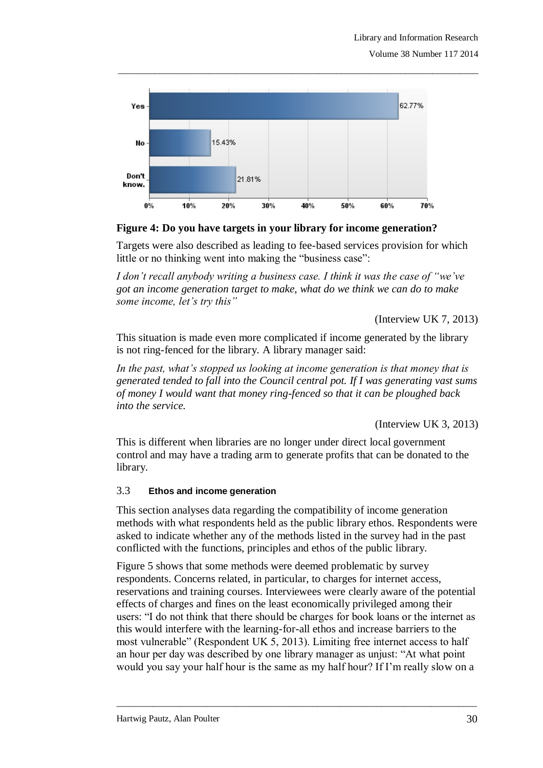**Figure 4: Do you have targets in your library for income generation?**

Targets were also described as leading to fee-based services provision for which little or no thinking went into making the "business case":

*I don't recall anybody writing a business case. I think it was the case of "we've got an income generation target to make, what do we think we can do to make some income, let's try this"*

(Interview UK 7, 2013)

This situation is made even more complicated if income generated by the library is not ring-fenced for the library. A library manager said:

*In the past, what's stopped us looking at income generation is that money that is generated tended to fall into the Council central pot. If I was generating vast sums of money I would want that money ring-fenced so that it can be ploughed back into the service.*

(Interview UK 3, 2013)

This is different when libraries are no longer under direct local government control and may have a trading arm to generate profits that can be donated to the library.

### 3.3 Ethos and income generation

This section analyses data regarding the compatibility of income generation methods with what respondents held as the public library ethos. Respondents were asked to indicate whether any of the methods listed in the survey had in the past conflicted with the functions, principles and ethos of the public library.

Figure 5 shows that some methods were deemed problematic by survey respondents. Concerns related, in particular, to charges for internet access, reservations and training courses. Interviewees were clearly aware of the potential effects of charges and fines on the least economically privileged among their users: "I do not think that there should be charges for book loans or the internet as this would interfere with the learning-for-all ethos and increase barriers to the most vulnerable" (Respondent UK 5, 2013). Limiting free internet access to half an hour per day was described by one library manager as unjust: "At what point would you say your half hour is the same as my half hour? If I'm really slow on a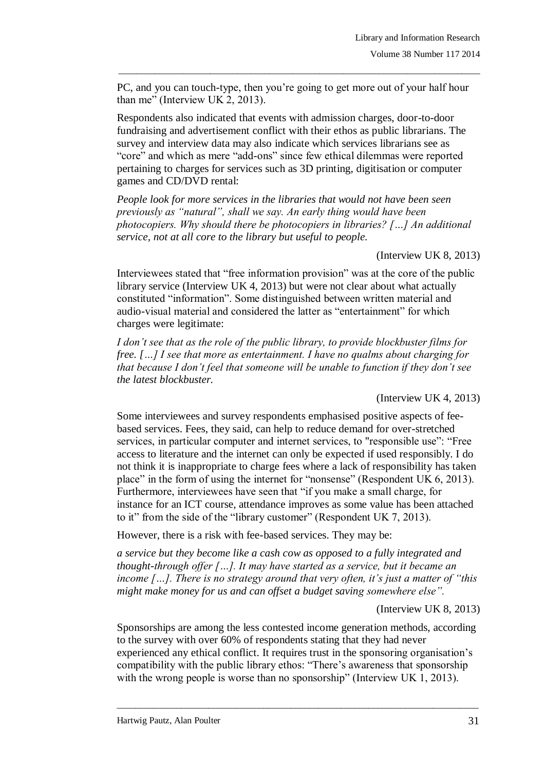PC, and you can touch-type, then you're going to get more out of your half hour than me" (Interview UK 2, 2013).

Respondents also indicated that events with admission charges, door-to-door fundraising and advertisement conflict with their ethos as public librarians. The survey and interview data may also indicate which services librarians see as "core" and which as mere "add-ons" since few ethical dilemmas were reported pertaining to charges for services such as 3D printing, digitisation or computer games and CD/DVD rental:

*People look for more services in the libraries that would not have been seen previously as "natural", shall we say. An early thing would have been photocopiers. Why should there be photocopiers in libraries? […] An additional service, not at all core to the library but useful to people.*

(Interview UK 8, 2013)

Interviewees stated that "free information provision" was at the core of the public library service (Interview UK 4, 2013) but were not clear about what actually constituted "information". Some distinguished between written material and audio-visual material and considered the latter as "entertainment" for which charges were legitimate:

*I don't see that as the role of the public library, to provide blockbuster films for free. […] I see that more as entertainment. I have no qualms about charging for that because I don't feel that someone will be unable to function if they don't see the latest blockbuster.*

(Interview UK 4, 2013)

Some interviewees and survey respondents emphasised positive aspects of fee-based services. Fees, they said, can help to reduce demand for over-stretched services, in particular computer and internet services, to "responsible use": "Free access to literature and the internet can only be expected if used responsibly. I do not think it is inappropriate to charge fees where a lack of responsibility has taken place" in the form of using the internet for "nonsense" (Respondent UK 6, 2013). Furthermore, interviewees have seen that "if you make a small charge, for instance for an ICT course, attendance improves as some value has been attached to it" from the side of the "library customer" (Respondent UK 7, 2013).

However, there is a risk with fee-based services. They may be:

*a service but they become like a cash cow as opposed to a fully integrated and thought-through offer […]. It may have started as a service, but it became an income […]. There is no strategy around that very often, it's just a matter of "this might make money for us and can offset a budget saving somewhere else".*

(Interview UK 8, 2013)

Sponsorships are among the less contested income generation methods, according to the survey with over 60% of respondents stating that they had never experienced any ethical conflict. It requires trust in the sponsoring organisation's compatibility with the public library ethos: "There's awareness that sponsorship with the wrong people is worse than no sponsorship" (Interview UK 1, 2013).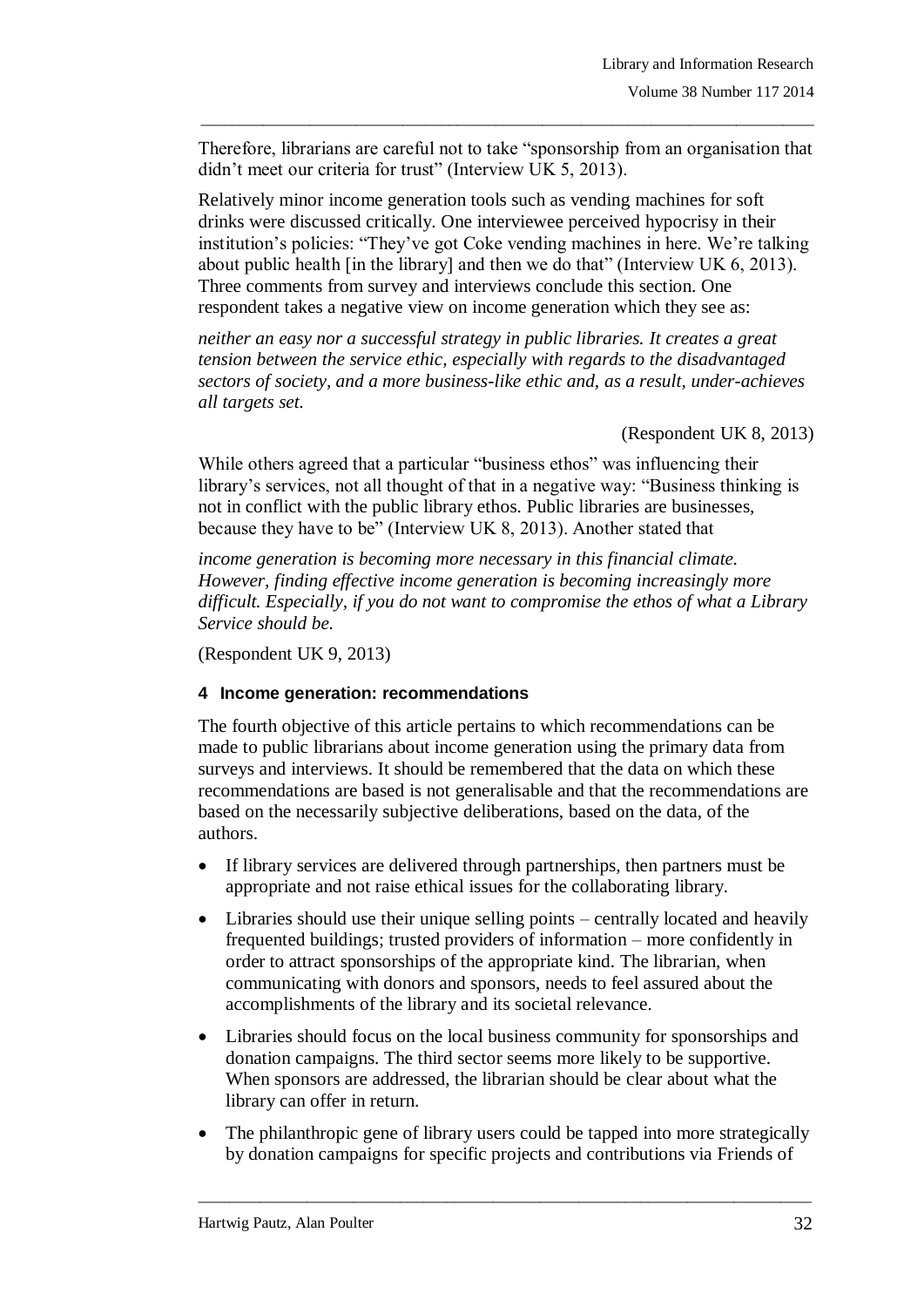Therefore, librarians are careful not to take "sponsorship from an organisation that didn't meet our criteria for trust" (Interview UK 5, 2013).

Relatively minor income generation tools such as vending machines for soft drinks were discussed critically. One interviewee perceived hypocrisy in their institution's policies: "They've got Coke vending machines in here. We're talking about public health [in the library] and then we do that" (Interview UK 6, 2013). Three comments from survey and interviews conclude this section. One respondent takes a negative view on income generation which they see as:

*neither an easy nor a successful strategy in public libraries. It creates a great tension between the service ethic, especially with regards to the disadvantaged sectors of society, and a more business-like ethic and, as a result, under-achieves all targets set.*

(Respondent UK 8, 2013)

While others agreed that a particular "business ethos" was influencing their library's services, not all thought of that in a negative way: "Business thinking is not in conflict with the public library ethos. Public libraries are businesses, because they have to be" (Interview UK 8, 2013). Another stated that

*income generation is becoming more necessary in this financial climate. However, finding effective income generation is becoming increasingly more difficult. Especially, if you do not want to compromise the ethos of what a Library Service should be.*

(Respondent UK 9, 2013)

### 4 Income generation: recommendations

The fourth objective of this article pertains to which recommendations can be made to public librarians about income generation using the primary data from surveys and interviews. It should be remembered that the data on which these recommendations are based is not generalisable and that the recommendations are based on the necessarily subjective deliberations, based on the data, of the authors.

- If library services are delivered through partnerships, then partners must be appropriate and not raise ethical issues for the collaborating library.
- Libraries should use their unique selling points – centrally located and heavily frequented buildings; trusted providers of information – more confidently in order to attract sponsorships of the appropriate kind. The librarian, when communicating with donors and sponsors, needs to feel assured about the accomplishments of the library and its societal relevance.
- Libraries should focus on the local business community for sponsorships and donation campaigns. The third sector seems more likely to be supportive. When sponsors are addressed, the librarian should be clear about what the library can offer in return.
- The philanthropic gene of library users could be tapped into more strategically by donation campaigns for specific projects and contributions via Friends of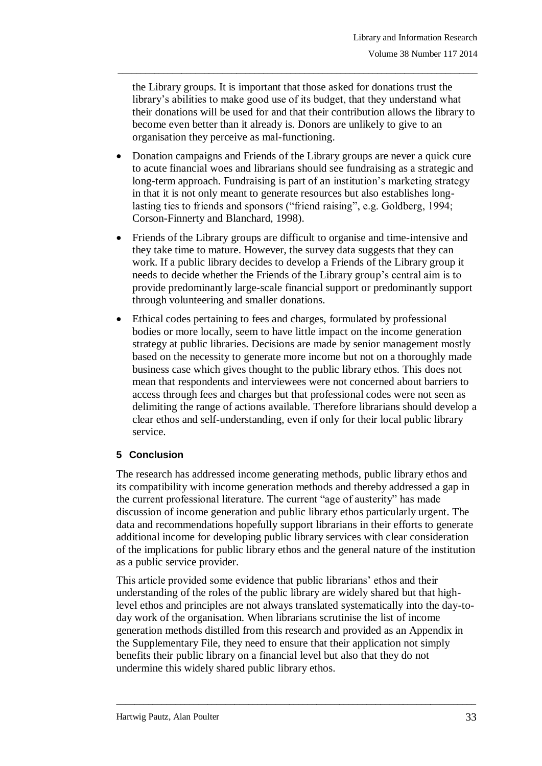the Library groups. It is important that those asked for donations trust the library's abilities to make good use of its budget, that they understand what their donations will be used for and that their contribution allows the library to become even better than it already is. Donors are unlikely to give to an organisation they perceive as mal-functioning.

- Donation campaigns and Friends of the Library groups are never a quick cure to acute financial woes and librarians should see fundraising as a strategic and long-term approach. Fundraising is part of an institution's marketing strategy in that it is not only meant to generate resources but also establishes long-lasting ties to friends and sponsors ("friend raising", e.g. Goldberg, 1994; Corson-Finnerty and Blanchard, 1998).
- Friends of the Library groups are difficult to organise and time-intensive and they take time to mature. However, the survey data suggests that they can work. If a public library decides to develop a Friends of the Library group it needs to decide whether the Friends of the Library group's central aim is to provide predominantly large-scale financial support or predominantly support through volunteering and smaller donations.
- Ethical codes pertaining to fees and charges, formulated by professional bodies or more locally, seem to have little impact on the income generation strategy at public libraries. Decisions are made by senior management mostly based on the necessity to generate more income but not on a thoroughly made business case which gives thought to the public library ethos. This does not mean that respondents and interviewees were not concerned about barriers to access through fees and charges but that professional codes were not seen as delimiting the range of actions available. Therefore librarians should develop a clear ethos and self-understanding, even if only for their local public library service.

## 5 Conclusion

The research has addressed income generating methods, public library ethos and its compatibility with income generation methods and thereby addressed a gap in the current professional literature. The current "age of austerity" has made discussion of income generation and public library ethos particularly urgent. The data and recommendations hopefully support librarians in their efforts to generate additional income for developing public library services with clear consideration of the implications for public library ethos and the general nature of the institution as a public service provider.

This article provided some evidence that public librarians' ethos and their understanding of the roles of the public library are widely shared but that high-level ethos and principles are not always translated systematically into the day-to-day work of the organisation. When librarians scrutinise the list of income generation methods distilled from this research and provided as an Appendix in the Supplementary File, they need to ensure that their application not simply benefits their public library on a financial level but also that they do not undermine this widely shared public library ethos.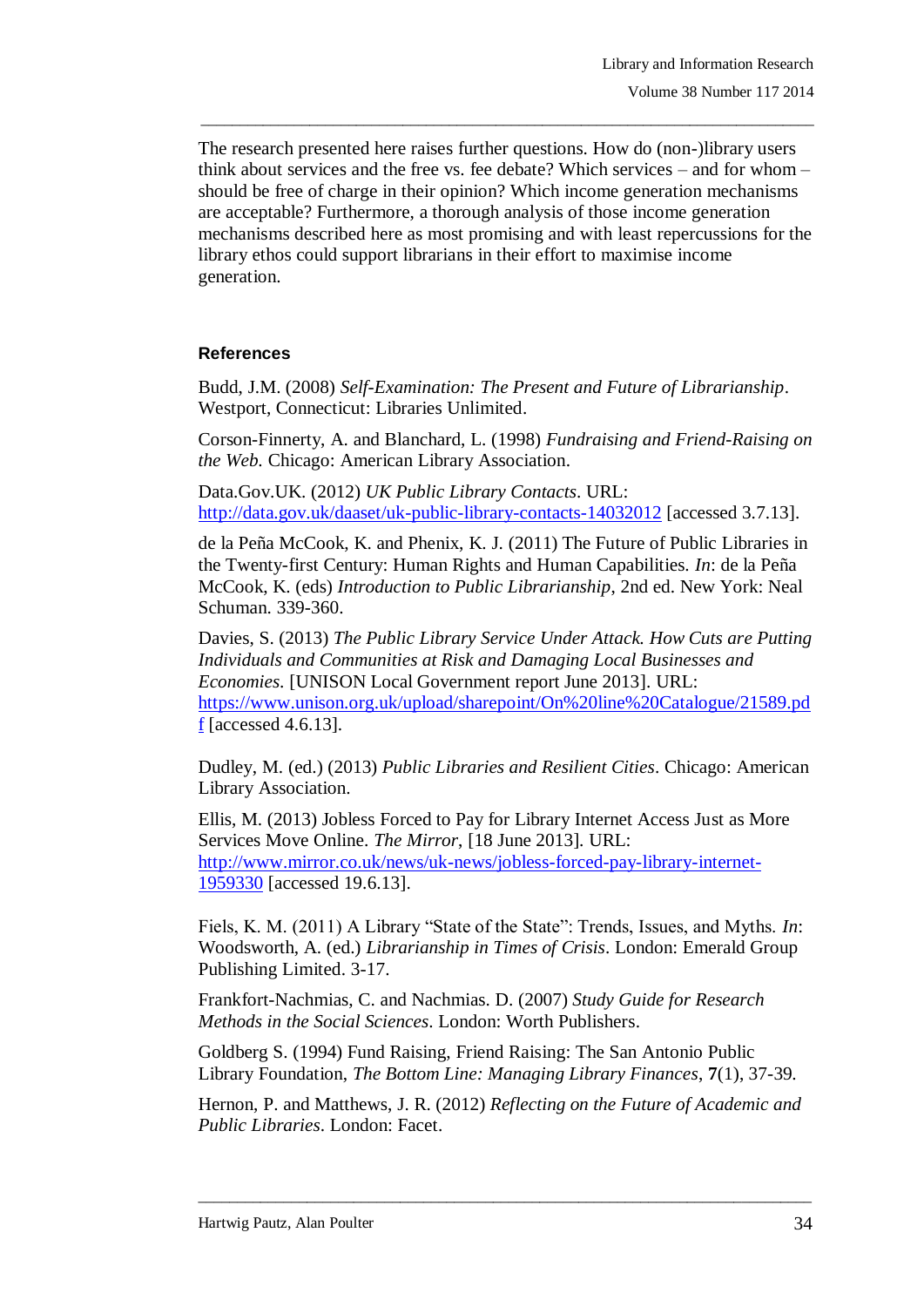The research presented here raises further questions. How do (non-)library users think about services and the free vs. fee debate? Which services – and for whom – should be free of charge in their opinion? Which income generation mechanisms are acceptable? Furthermore, a thorough analysis of those income generation mechanisms described here as most promising and with least repercussions for the library ethos could support librarians in their effort to maximise income generation.

## References

Budd, J.M. (2008) *Self-Examination: The Present and Future of Librarianship*. Westport, Connecticut: Libraries Unlimited.

Corson-Finnerty, A. and Blanchard, L. (1998) *Fundraising and Friend-Raising on the Web*. Chicago: American Library Association.

Data.Gov.UK. (2012) *UK Public Library Contacts*. URL: http://data.gov.uk/daaset/uk-public-library-contacts-14032012 [accessed 3.7.13].

de la Peña McCook, K. and Phenix, K. J. (2011) The Future of Public Libraries in the Twenty-first Century: Human Rights and Human Capabilities. *In*: de la Peña McCook, K. (eds) *Introduction to Public Librarianship*, 2nd ed. New York: Neal Schuman. 339-360.

Davies, S. (2013) *The Public Library Service Under Attack. How Cuts are Putting Individuals and Communities at Risk and Damaging Local Businesses and Economies*. [UNISON Local Government report June 2013]. URL: https://www.unison.org.uk/upload/sharepoint/On%20line%20Catalogue/21589.pdf [accessed 4.6.13].

Dudley, M. (ed.) (2013) *Public Libraries and Resilient Cities*. Chicago: American Library Association.

Ellis, M. (2013) Jobless Forced to Pay for Library Internet Access Just as More Services Move Online. *The Mirror*, [18 June 2013]. URL: http://www.mirror.co.uk/news/uk-news/jobless-forced-pay-library-internet-1959330 [accessed 19.6.13].

Fiels, K. M. (2011) A Library "State of the State": Trends, Issues, and Myths. *In*: Woodsworth, A. (ed.) *Librarianship in Times of Crisis*. London: Emerald Group Publishing Limited. 3-17.

Frankfort-Nachmias, C. and Nachmias. D. (2007) *Study Guide for Research Methods in the Social Sciences*. London: Worth Publishers.

Goldberg S. (1994) Fund Raising, Friend Raising: The San Antonio Public Library Foundation, *The Bottom Line: Managing Library Finances*, **7**(1), 37-39.

Hernon, P. and Matthews, J. R. (2012) *Reflecting on the Future of Academic and Public Libraries*. London: Facet.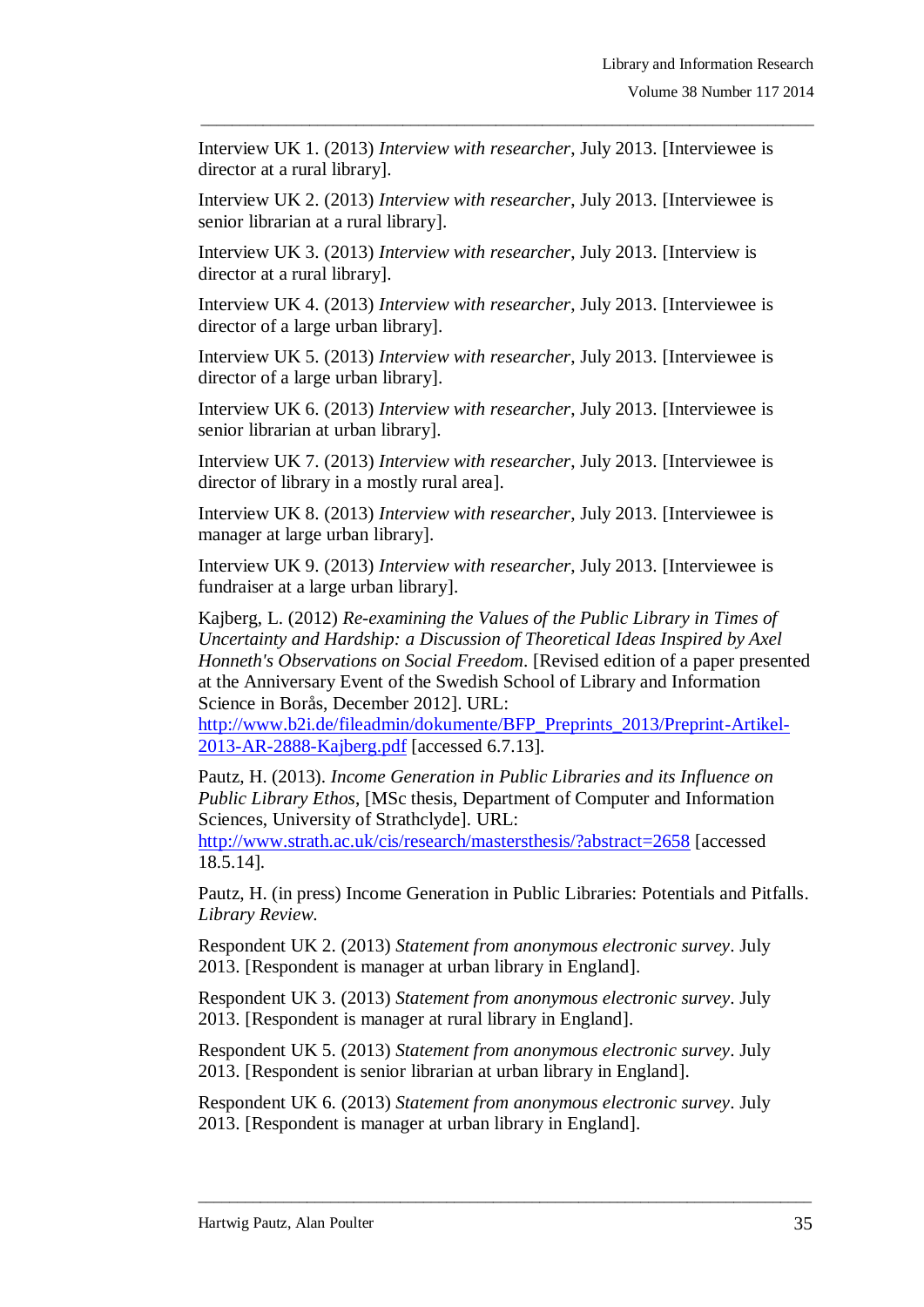Interview UK 1. (2013) *Interview with researcher*, July 2013. [Interviewee is director at a rural library].

Interview UK 2. (2013) *Interview with researcher*, July 2013. [Interviewee is senior librarian at a rural library].

Interview UK 3. (2013) *Interview with researcher*, July 2013. [Interview is director at a rural library].

Interview UK 4. (2013) *Interview with researcher*, July 2013. [Interviewee is director of a large urban library].

Interview UK 5. (2013) *Interview with researcher*, July 2013. [Interviewee is director of a large urban library].

Interview UK 6. (2013) *Interview with researcher*, July 2013. [Interviewee is senior librarian at urban library].

Interview UK 7. (2013) *Interview with researcher*, July 2013. [Interviewee is director of library in a mostly rural area].

Interview UK 8. (2013) *Interview with researcher*, July 2013. [Interviewee is manager at large urban library].

Interview UK 9. (2013) *Interview with researcher*, July 2013. [Interviewee is fundraiser at a large urban library].

Kajberg, L. (2012) *Re-examining the Values of the Public Library in Times of Uncertainty and Hardship: a Discussion of Theoretical Ideas Inspired by Axel Honneth's Observations on Social Freedom*. [Revised edition of a paper presented at the Anniversary Event of the Swedish School of Library and Information Science in Borås, December 2012]. URL: http://www.b2i.de/fileadmin/dokumente/BFP_Preprints_2013/Preprint-Artikel-2013-AR-2888-Kajberg.pdf [accessed 6.7.13].

Pautz, H. (2013). *Income Generation in Public Libraries and its Influence on Public Library Ethos*, [MSc thesis, Department of Computer and Information Sciences, University of Strathclyde]. URL: http://www.strath.ac.uk/cis/research/mastersthesis/?abstract=2658 [accessed 18.5.14].

Pautz, H. (in press) Income Generation in Public Libraries: Potentials and Pitfalls. *Library Review.*

Respondent UK 2. (2013) *Statement from anonymous electronic survey*. July 2013. [Respondent is manager at urban library in England].

Respondent UK 3. (2013) *Statement from anonymous electronic survey*. July 2013. [Respondent is manager at rural library in England].

Respondent UK 5. (2013) *Statement from anonymous electronic survey*. July 2013. [Respondent is senior librarian at urban library in England].

Respondent UK 6. (2013) *Statement from anonymous electronic survey*. July 2013. [Respondent is manager at urban library in England].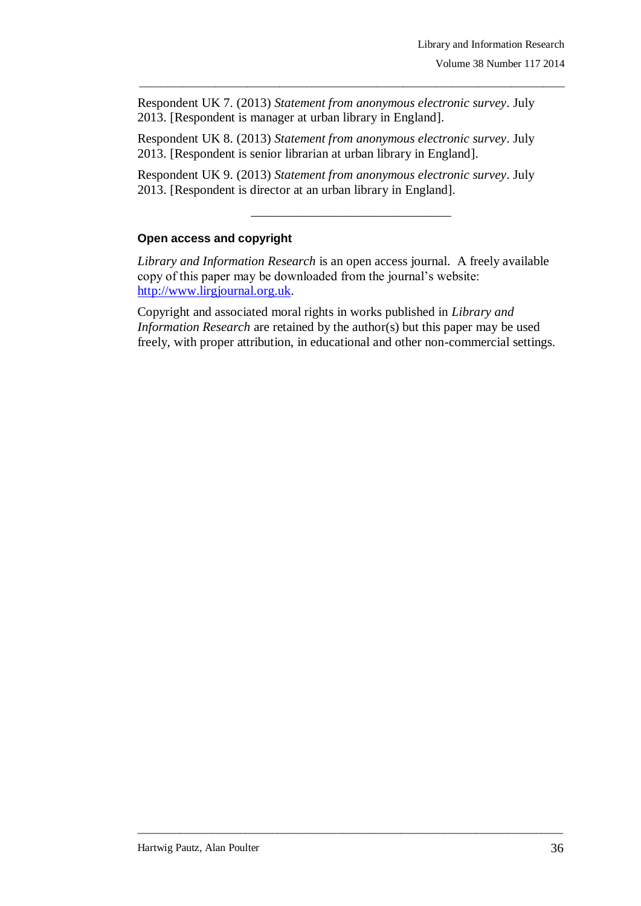Respondent UK 7. (2013) *Statement from anonymous electronic survey*. July 2013. [Respondent is manager at urban library in England].

Respondent UK 8. (2013) *Statement from anonymous electronic survey*. July 2013. [Respondent is senior librarian at urban library in England].

Respondent UK 9. (2013) *Statement from anonymous electronic survey*. July 2013. [Respondent is director at an urban library in England].

---

### Open access and copyright

*Library and Information Research* is an open access journal. A freely available copy of this paper may be downloaded from the journal's website: http://www.lirgjournal.org.uk.

Copyright and associated moral rights in works published in *Library and Information Research* are retained by the author(s) but this paper may be used freely, with proper attribution, in educational and other non-commercial settings.